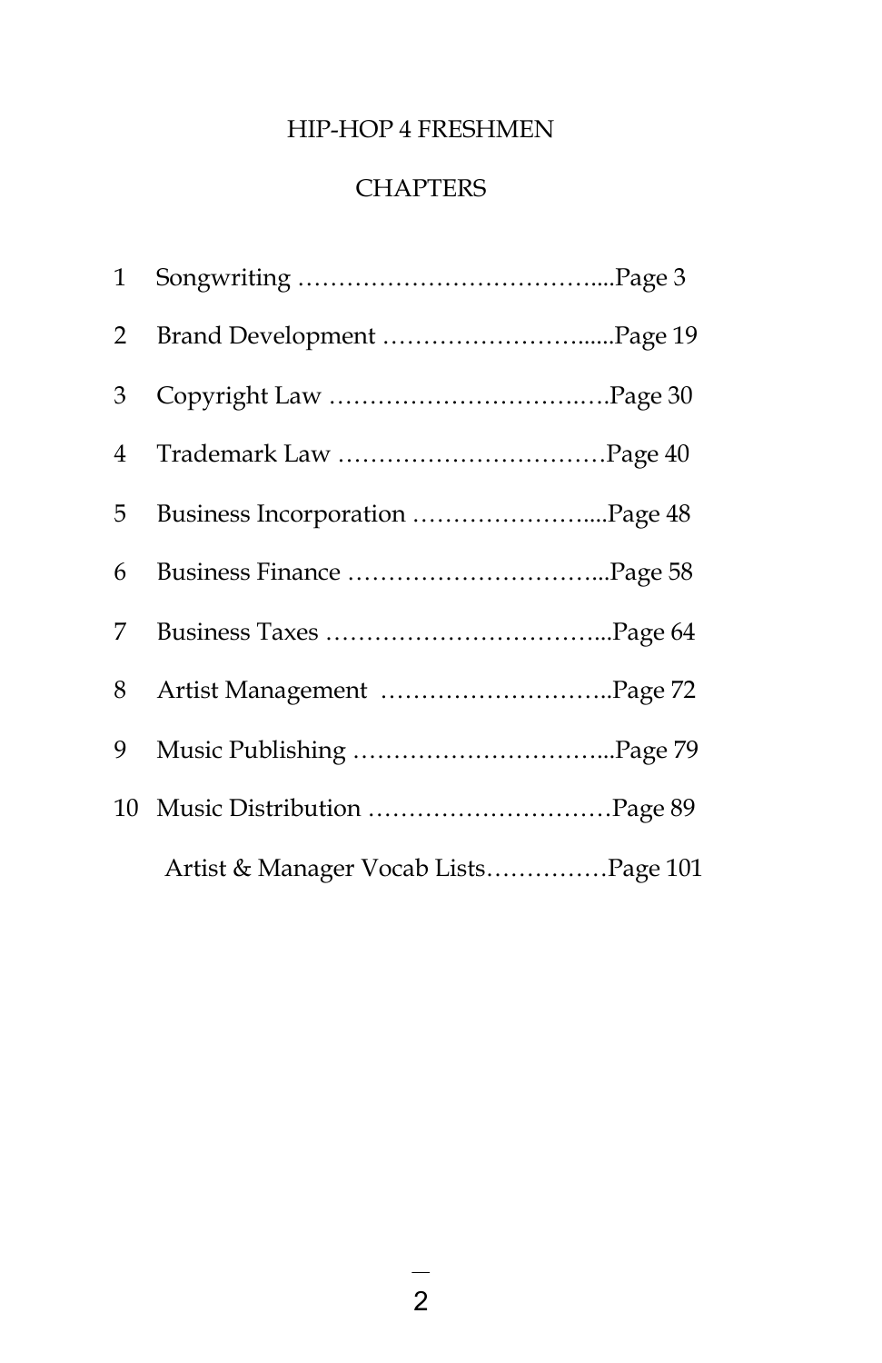# HIP-HOP 4 FRESHMEN

## CHAPTERS

1. Songwriting ……………………………....Page 3
2. Brand Development ……………………......Page 19
3. Copyright Law …………………………..….Page 30
4. Trademark Law ……………………………Page 40
5. Business Incorporation …………………....Page 48
6. Business Finance …………………………...Page 58
7. Business Taxes ……………………………...Page 64
8. Artist Management ………………………..Page 72
9. Music Publishing …………………………...Page 79
10. Music Distribution …………………………Page 89

Artist & Manager Vocab Lists……………Page 101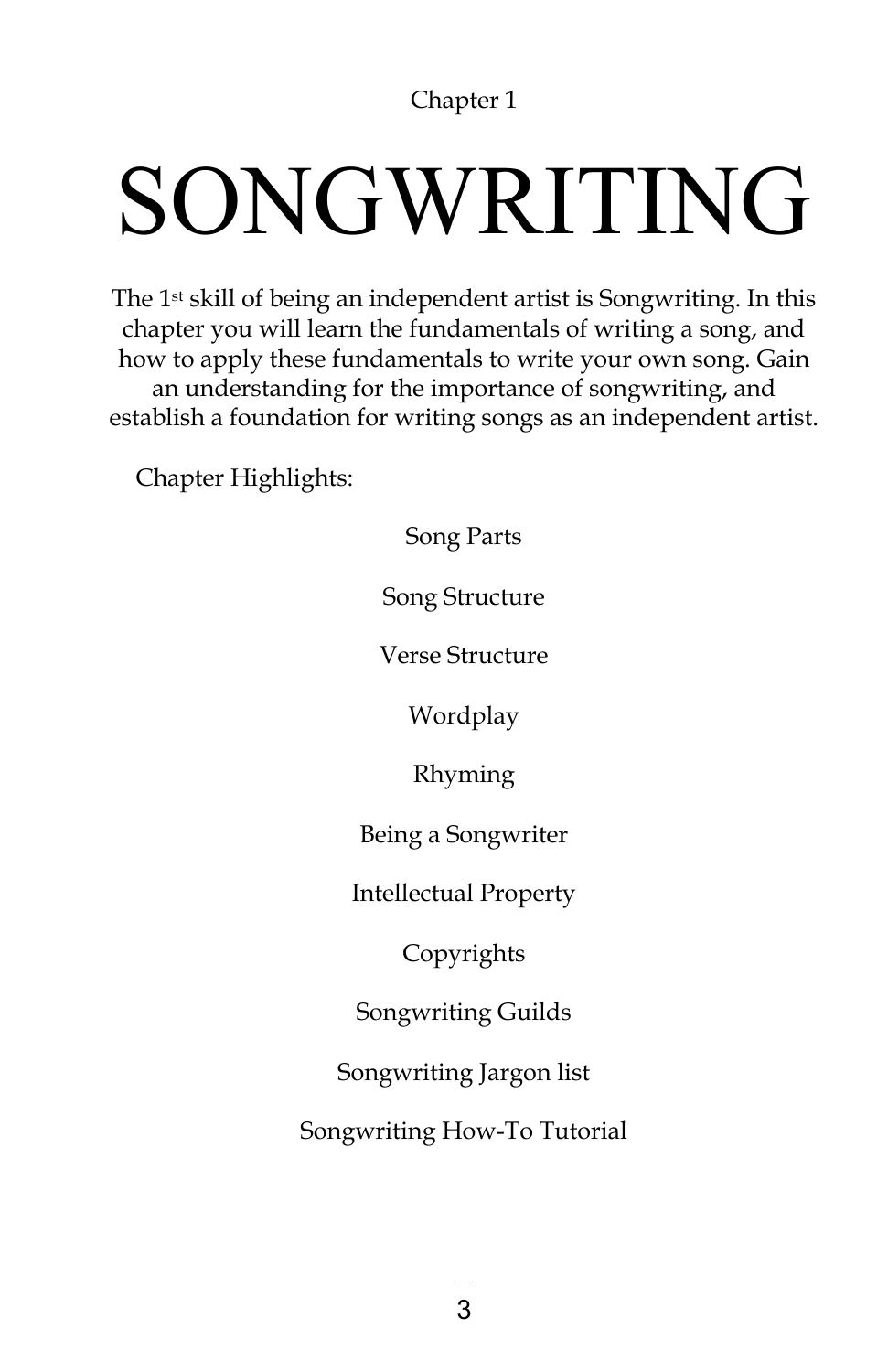Chapter 1

# SONGWRITING

The 1st skill of being an independent artist is Songwriting. In this chapter you will learn the fundamentals of writing a song, and how to apply these fundamentals to write your own song. Gain an understanding for the importance of songwriting, and establish a foundation for writing songs as an independent artist.

Chapter Highlights:

- Song Parts
- Song Structure
- Verse Structure
- Wordplay
- Rhyming
- Being a Songwriter
- Intellectual Property
- Copyrights
- Songwriting Guilds
- Songwriting Jargon list
- Songwriting How-To Tutorial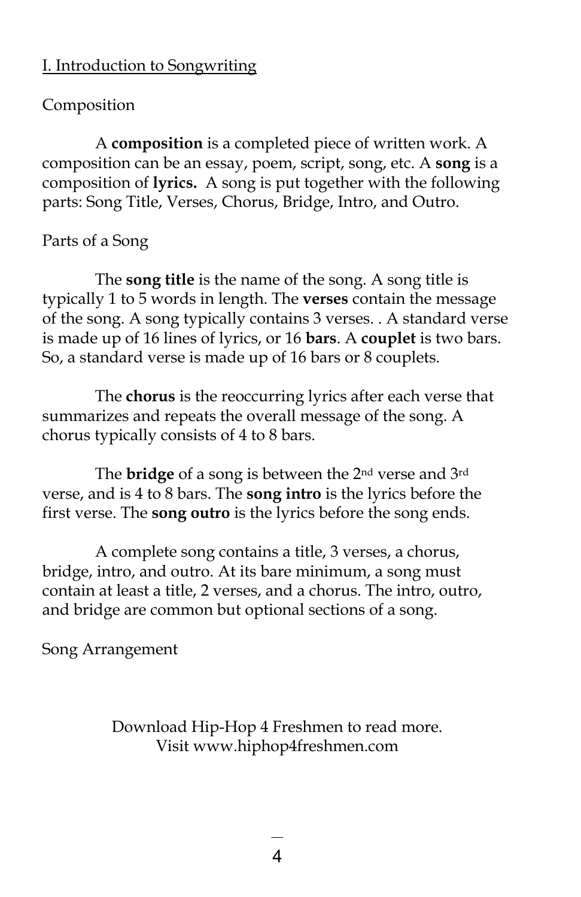## I. Introduction to Songwriting

### Composition

A **composition** is a completed piece of written work. A composition can be an essay, poem, script, song, etc. A **song** is a composition of **lyrics.** A song is put together with the following parts: Song Title, Verses, Chorus, Bridge, Intro, and Outro.

### Parts of a Song

The **song title** is the name of the song. A song title is typically 1 to 5 words in length. The **verses** contain the message of the song. A song typically contains 3 verses. . A standard verse is made up of 16 lines of lyrics, or 16 **bars**. A **couplet** is two bars. So, a standard verse is made up of 16 bars or 8 couplets.

The **chorus** is the reoccurring lyrics after each verse that summarizes and repeats the overall message of the song. A chorus typically consists of 4 to 8 bars.

The **bridge** of a song is between the 2nd verse and 3rd verse, and is 4 to 8 bars. The **song intro** is the lyrics before the first verse. The **song outro** is the lyrics before the song ends.

A complete song contains a title, 3 verses, a chorus, bridge, intro, and outro. At its bare minimum, a song must contain at least a title, 2 verses, and a chorus. The intro, outro, and bridge are common but optional sections of a song.

### Song Arrangement

Download Hip-Hop 4 Freshmen to read more.
Visit www.hiphop4freshmen.com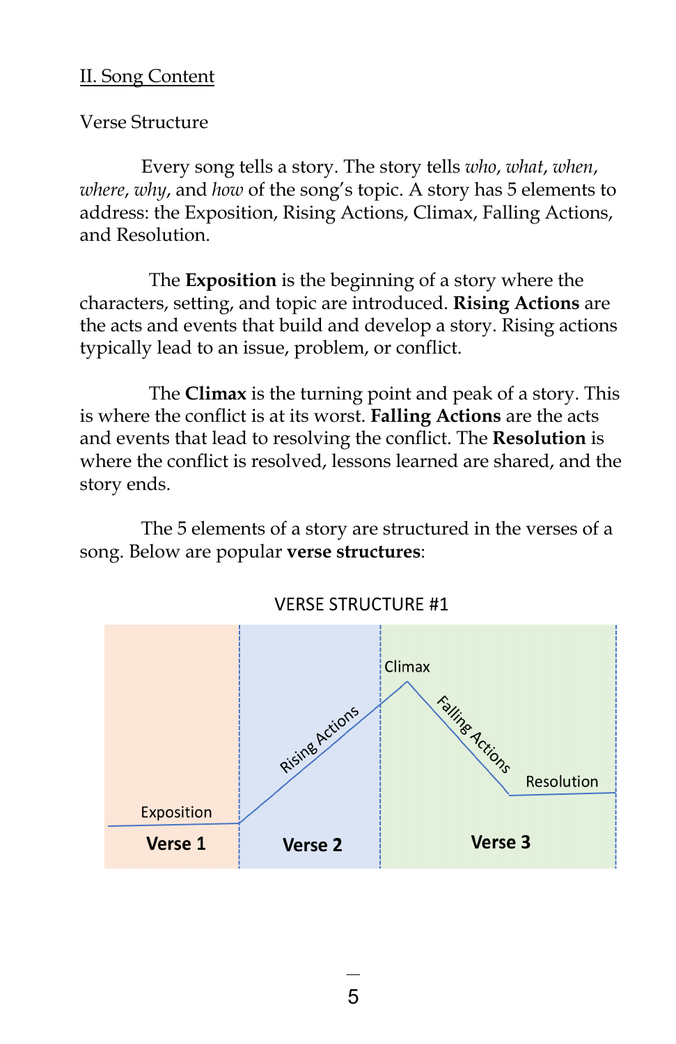II. Song Content

Verse Structure

Every song tells a story. The story tells *who*, *what*, *when*, *where*, *why*, and *how* of the song's topic. A story has 5 elements to address: the Exposition, Rising Actions, Climax, Falling Actions, and Resolution.

The **Exposition** is the beginning of a story where the characters, setting, and topic are introduced. **Rising Actions** are the acts and events that build and develop a story. Rising actions typically lead to an issue, problem, or conflict.

The **Climax** is the turning point and peak of a story. This is where the conflict is at its worst. **Falling Actions** are the acts and events that lead to resolving the conflict. The **Resolution** is where the conflict is resolved, lessons learned are shared, and the story ends.

The 5 elements of a story are structured in the verses of a song. Below are popular **verse structures**:

VERSE STRUCTURE #1

Exposition — **Verse 1**

Rising Actions — **Verse 2**

Climax, Falling Actions, Resolution — **Verse 3**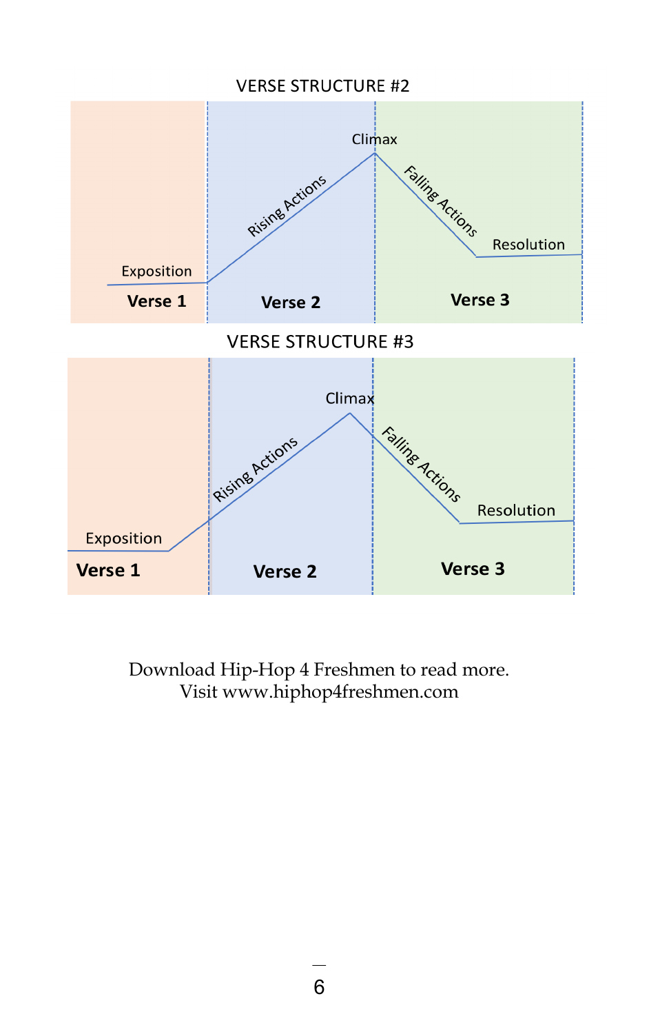VERSE STRUCTURE #2

Exposition | Rising Actions | Climax | Falling Actions | Resolution

**Verse 1** | **Verse 2** | **Verse 3**

VERSE STRUCTURE #3

Exposition | Rising Actions | Climax | Falling Actions | Resolution

**Verse 1** | **Verse 2** | **Verse 3**

Download Hip-Hop 4 Freshmen to read more.
Visit www.hiphop4freshmen.com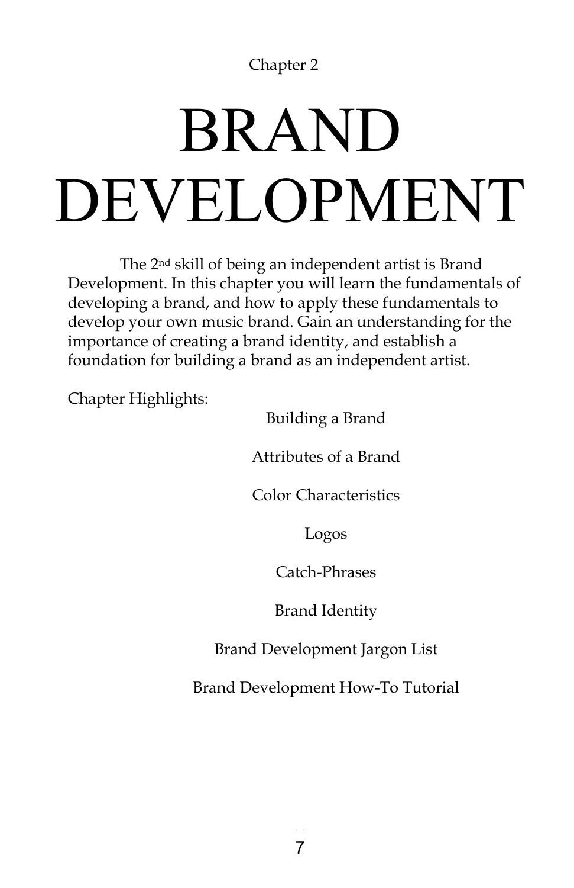Chapter 2

# BRAND DEVELOPMENT

The 2nd skill of being an independent artist is Brand Development. In this chapter you will learn the fundamentals of developing a brand, and how to apply these fundamentals to develop your own music brand. Gain an understanding for the importance of creating a brand identity, and establish a foundation for building a brand as an independent artist.

Chapter Highlights:

- Building a Brand
- Attributes of a Brand
- Color Characteristics
- Logos
- Catch-Phrases
- Brand Identity
- Brand Development Jargon List
- Brand Development How-To Tutorial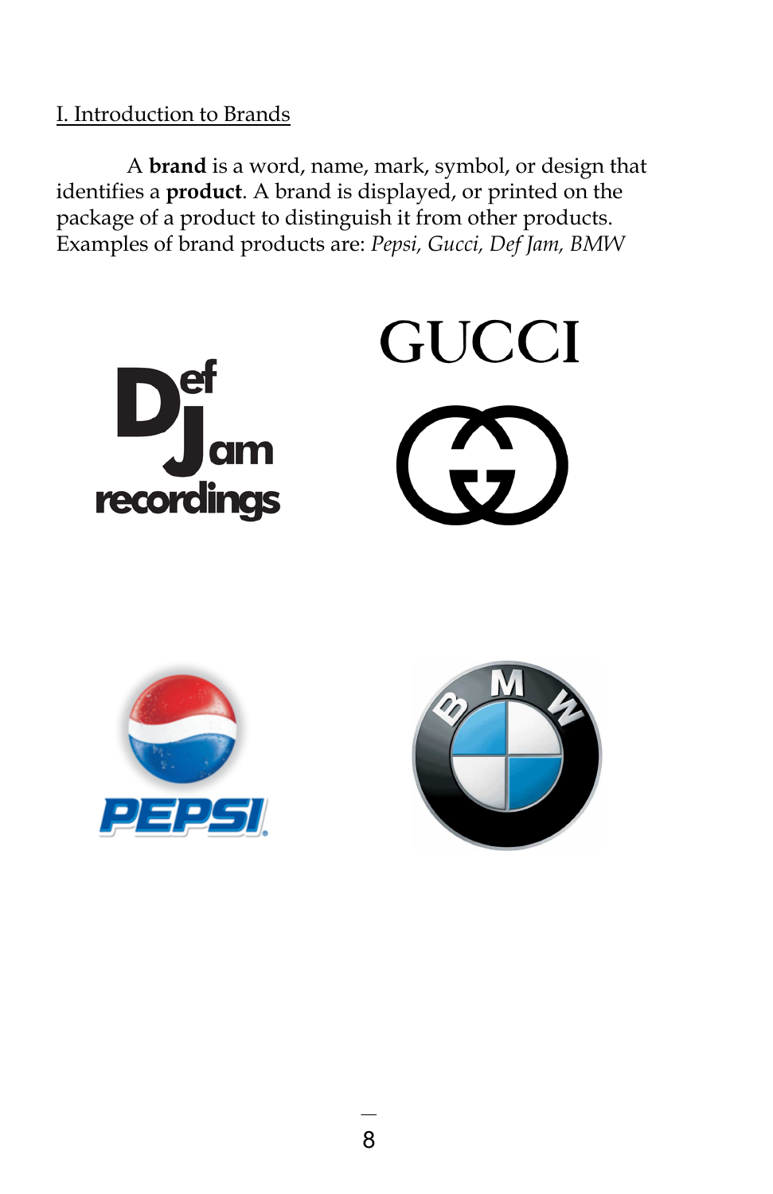## I. Introduction to Brands

A **brand** is a word, name, mark, symbol, or design that identifies a **product**. A brand is displayed, or printed on the package of a product to distinguish it from other products. Examples of brand products are: *Pepsi, Gucci, Def Jam, BMW*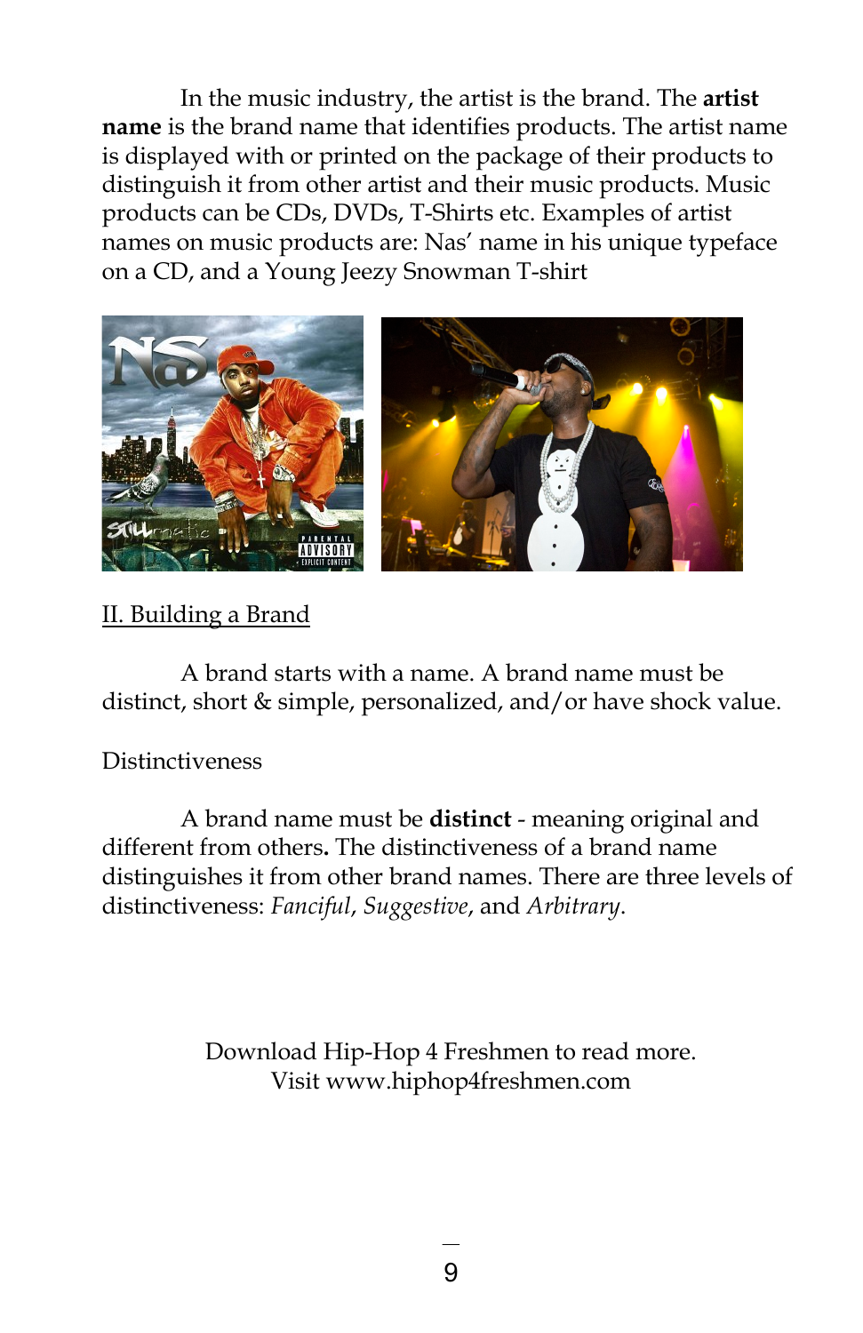In the music industry, the artist is the brand. The **artist name** is the brand name that identifies products. The artist name is displayed with or printed on the package of their products to distinguish it from other artist and their music products. Music products can be CDs, DVDs, T-Shirts etc. Examples of artist names on music products are: Nas' name in his unique typeface on a CD, and a Young Jeezy Snowman T-shirt

II. Building a Brand

A brand starts with a name. A brand name must be distinct, short & simple, personalized, and/or have shock value.

Distinctiveness

A brand name must be **distinct** - meaning original and different from others**.** The distinctiveness of a brand name distinguishes it from other brand names. There are three levels of distinctiveness: *Fanciful*, *Suggestive*, and *Arbitrary*.

Download Hip-Hop 4 Freshmen to read more.
Visit www.hiphop4freshmen.com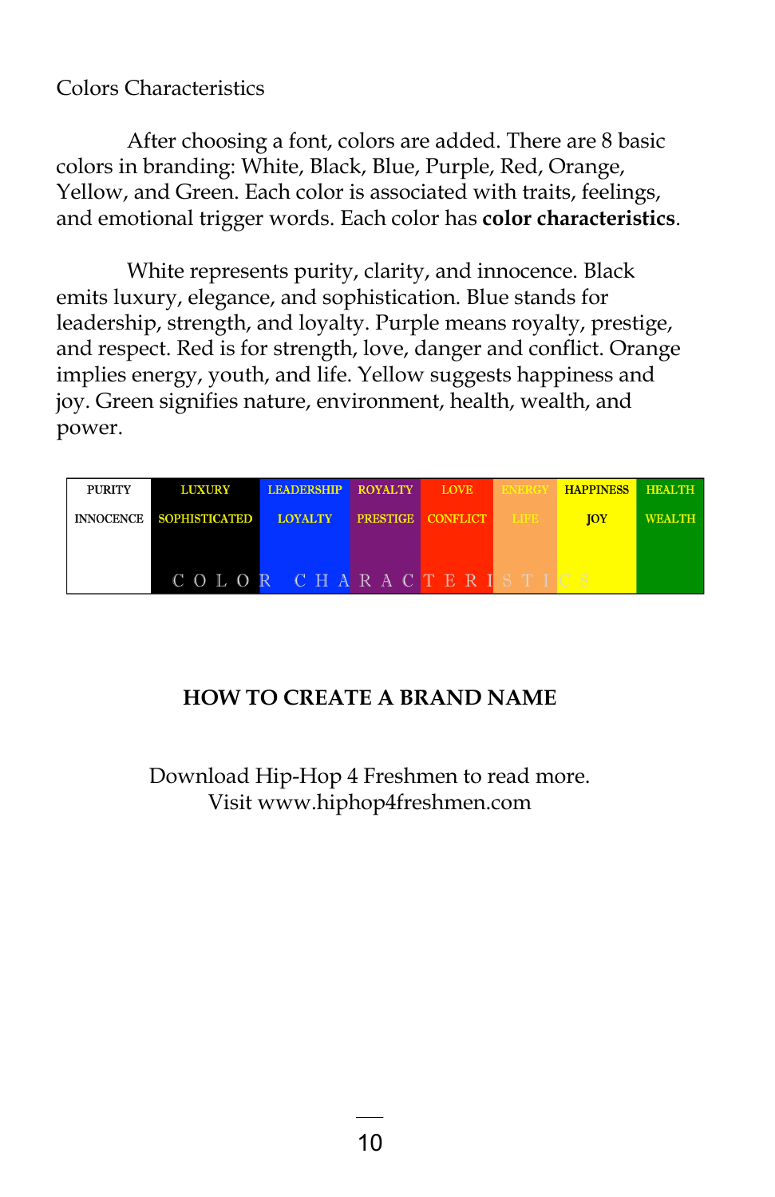Colors Characteristics

After choosing a font, colors are added. There are 8 basic colors in branding: White, Black, Blue, Purple, Red, Orange, Yellow, and Green. Each color is associated with traits, feelings, and emotional trigger words. Each color has **color characteristics**.

White represents purity, clarity, and innocence. Black emits luxury, elegance, and sophistication. Blue stands for leadership, strength, and loyalty. Purple means royalty, prestige, and respect. Red is for strength, love, danger and conflict. Orange implies energy, youth, and life. Yellow suggests happiness and joy. Green signifies nature, environment, health, wealth, and power.

| PURITY | LUXURY | LEADERSHIP | ROYALTY | LOVE | ENERGY | HAPPINESS | HEALTH |
|---|---|---|---|---|---|---|---|
| INNOCENCE | SOPHISTICATED | LOYALTY | PRESTIGE | CONFLICT | LIFE | JOY | WEALTH |

COLOR CHARACTERISTICS

**HOW TO CREATE A BRAND NAME**

Download Hip-Hop 4 Freshmen to read more.
Visit www.hiphop4freshmen.com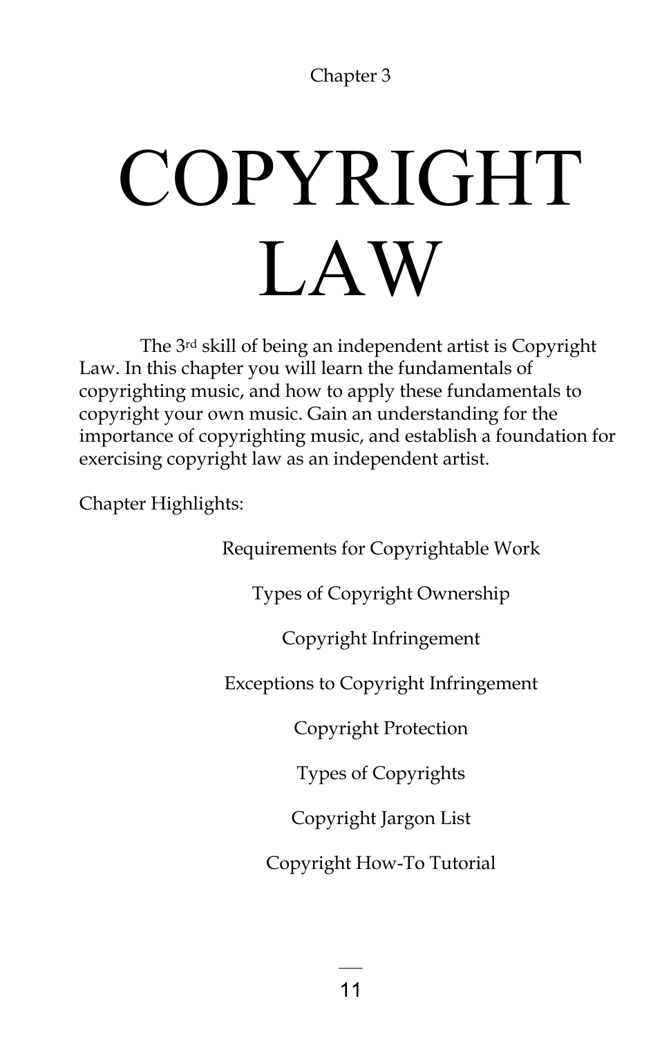Chapter 3

# COPYRIGHT LAW

The 3rd skill of being an independent artist is Copyright Law. In this chapter you will learn the fundamentals of copyrighting music, and how to apply these fundamentals to copyright your own music. Gain an understanding for the importance of copyrighting music, and establish a foundation for exercising copyright law as an independent artist.

Chapter Highlights:

Requirements for Copyrightable Work

Types of Copyright Ownership

Copyright Infringement

Exceptions to Copyright Infringement

Copyright Protection

Types of Copyrights

Copyright Jargon List

Copyright How-To Tutorial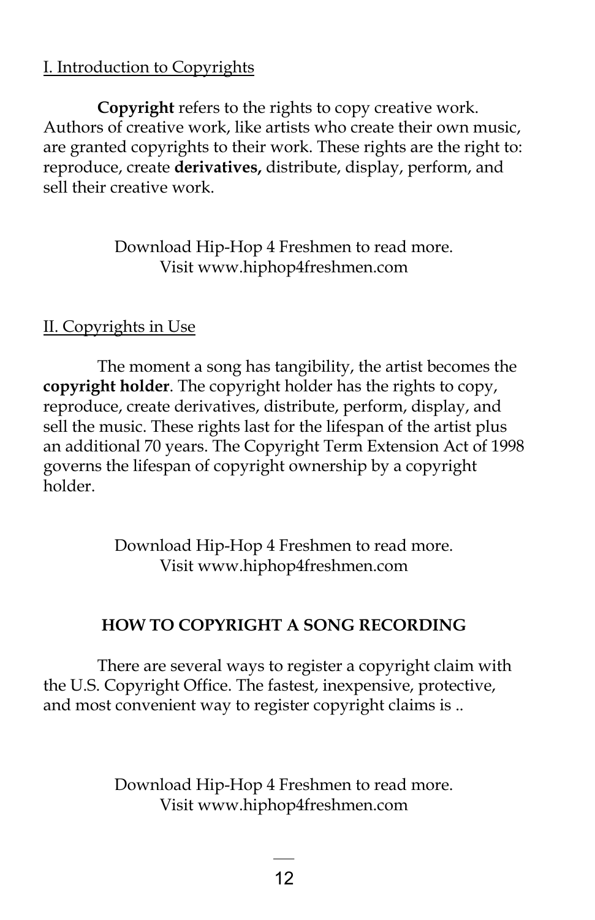I. Introduction to Copyrights

**Copyright** refers to the rights to copy creative work. Authors of creative work, like artists who create their own music, are granted copyrights to their work. These rights are the right to: reproduce, create **derivatives,** distribute, display, perform, and sell their creative work.

Download Hip-Hop 4 Freshmen to read more.
Visit www.hiphop4freshmen.com

II. Copyrights in Use

The moment a song has tangibility, the artist becomes the **copyright holder**. The copyright holder has the rights to copy, reproduce, create derivatives, distribute, perform, display, and sell the music. These rights last for the lifespan of the artist plus an additional 70 years. The Copyright Term Extension Act of 1998 governs the lifespan of copyright ownership by a copyright holder.

Download Hip-Hop 4 Freshmen to read more.
Visit www.hiphop4freshmen.com

## HOW TO COPYRIGHT A SONG RECORDING

There are several ways to register a copyright claim with the U.S. Copyright Office. The fastest, inexpensive, protective, and most convenient way to register copyright claims is ..

Download Hip-Hop 4 Freshmen to read more.
Visit www.hiphop4freshmen.com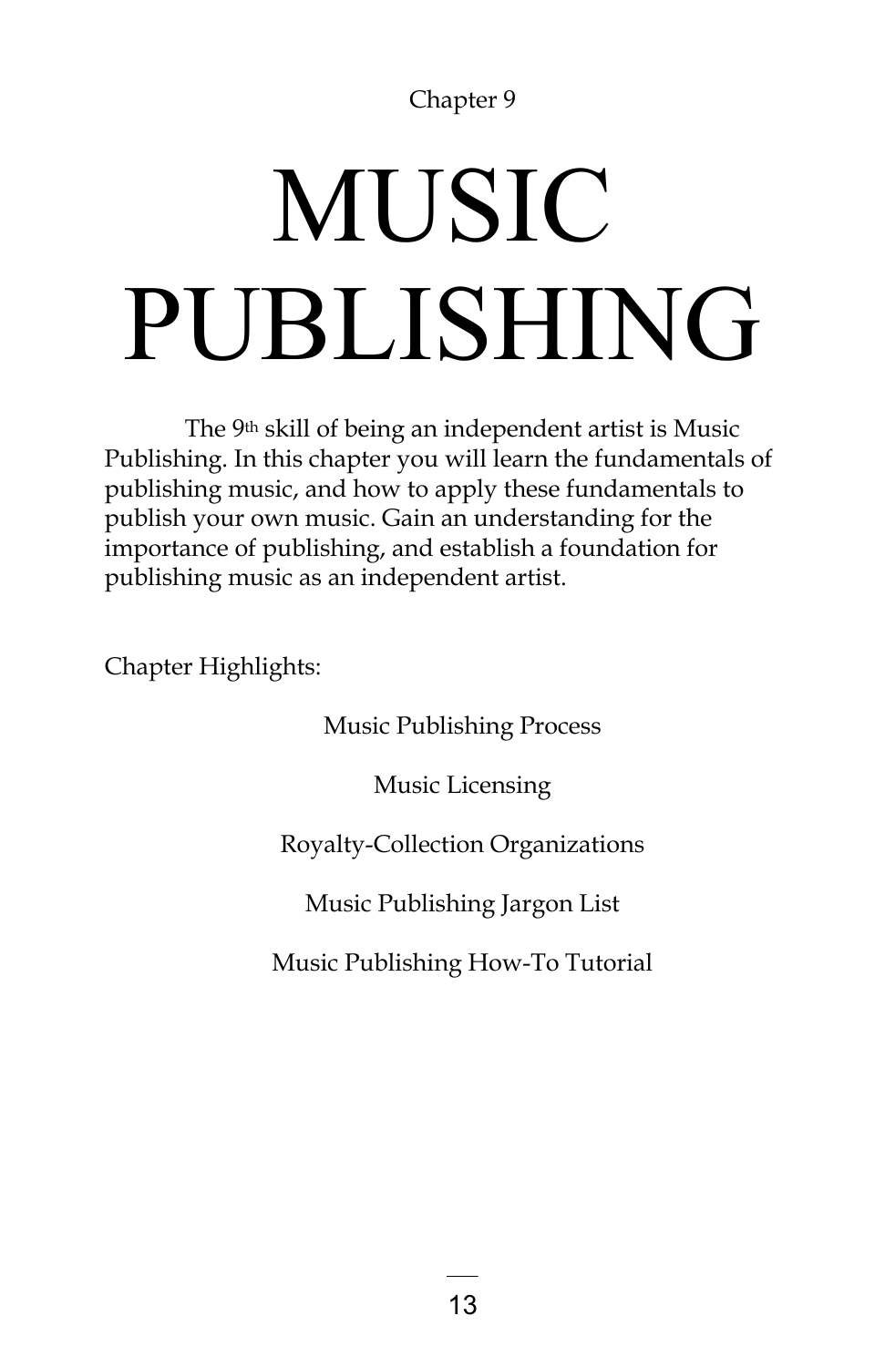Chapter 9

# MUSIC PUBLISHING

The 9th skill of being an independent artist is Music Publishing. In this chapter you will learn the fundamentals of publishing music, and how to apply these fundamentals to publish your own music. Gain an understanding for the importance of publishing, and establish a foundation for publishing music as an independent artist.

Chapter Highlights:

Music Publishing Process

Music Licensing

Royalty-Collection Organizations

Music Publishing Jargon List

Music Publishing How-To Tutorial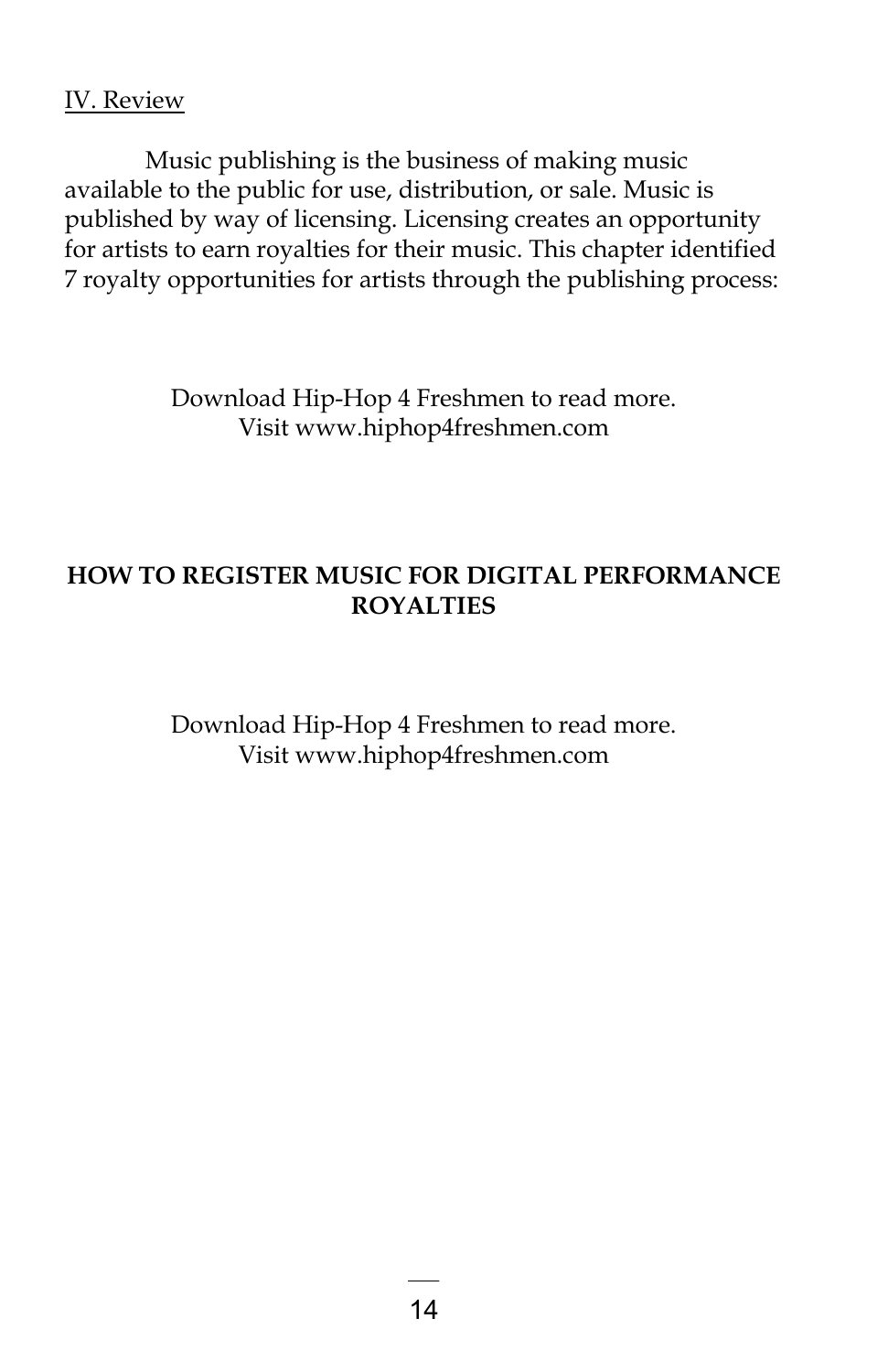IV. Review

Music publishing is the business of making music available to the public for use, distribution, or sale. Music is published by way of licensing. Licensing creates an opportunity for artists to earn royalties for their music. This chapter identified 7 royalty opportunities for artists through the publishing process:

Download Hip-Hop 4 Freshmen to read more.
Visit www.hiphop4freshmen.com

## HOW TO REGISTER MUSIC FOR DIGITAL PERFORMANCE ROYALTIES

Download Hip-Hop 4 Freshmen to read more.
Visit www.hiphop4freshmen.com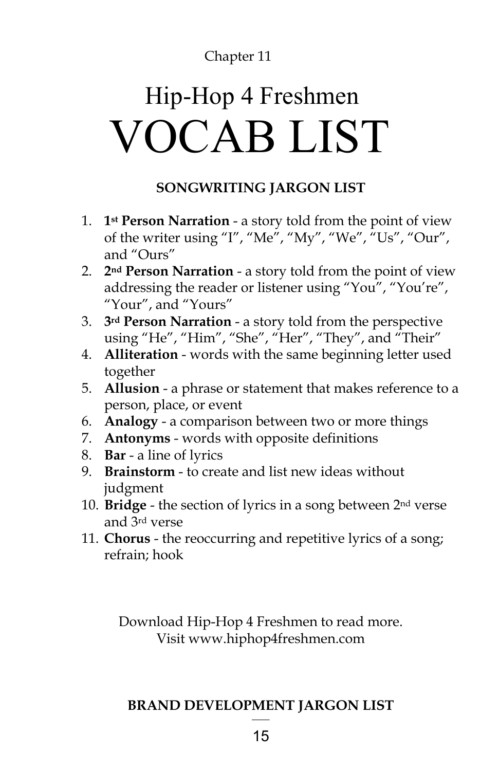Chapter 11

# Hip-Hop 4 Freshmen
# VOCAB LIST

**SONGWRITING JARGON LIST**

1. **1st Person Narration** - a story told from the point of view of the writer using "I", "Me", "My", "We", "Us", "Our", and "Ours"
2. **2nd Person Narration** - a story told from the point of view addressing the reader or listener using "You", "You're", "Your", and "Yours"
3. **3rd Person Narration** - a story told from the perspective using "He", "Him", "She", "Her", "They", and "Their"
4. **Alliteration** - words with the same beginning letter used together
5. **Allusion** - a phrase or statement that makes reference to a person, place, or event
6. **Analogy** - a comparison between two or more things
7. **Antonyms** - words with opposite definitions
8. **Bar** - a line of lyrics
9. **Brainstorm** - to create and list new ideas without judgment
10. **Bridge** - the section of lyrics in a song between 2nd verse and 3rd verse
11. **Chorus** - the reoccurring and repetitive lyrics of a song; refrain; hook

Download Hip-Hop 4 Freshmen to read more.
Visit www.hiphop4freshmen.com

**BRAND DEVELOPMENT JARGON LIST**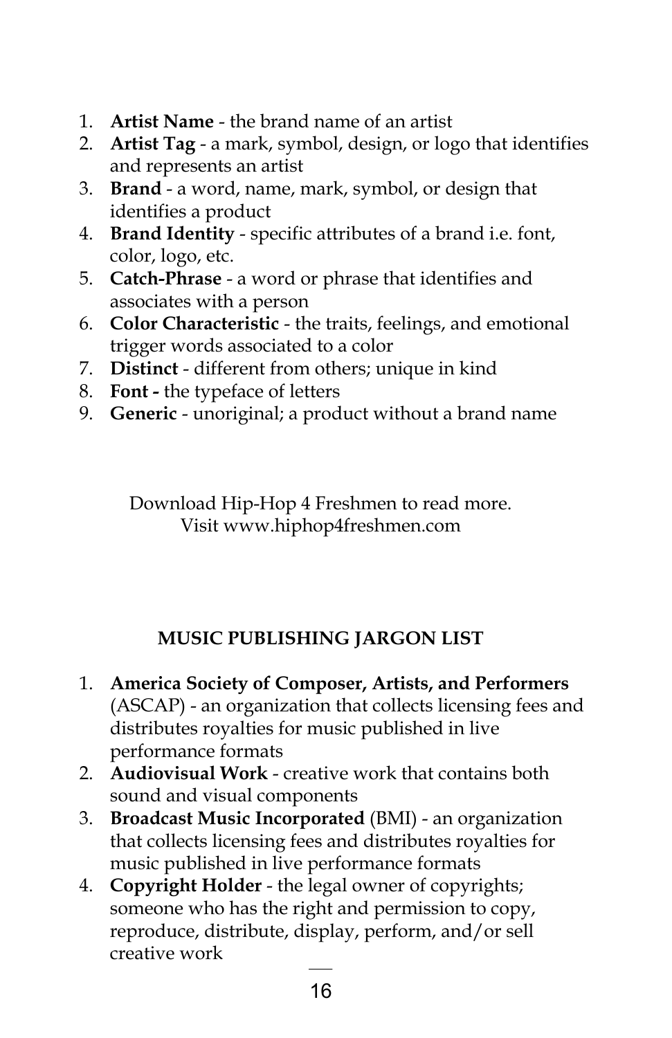1. **Artist Name** - the brand name of an artist
2. **Artist Tag** - a mark, symbol, design, or logo that identifies and represents an artist
3. **Brand** - a word, name, mark, symbol, or design that identifies a product
4. **Brand Identity** - specific attributes of a brand i.e. font, color, logo, etc.
5. **Catch-Phrase** - a word or phrase that identifies and associates with a person
6. **Color Characteristic** - the traits, feelings, and emotional trigger words associated to a color
7. **Distinct** - different from others; unique in kind
8. **Font -** the typeface of letters
9. **Generic** - unoriginal; a product without a brand name

Download Hip-Hop 4 Freshmen to read more.
Visit www.hiphop4freshmen.com

## MUSIC PUBLISHING JARGON LIST

1. **America Society of Composer, Artists, and Performers** (ASCAP) - an organization that collects licensing fees and distributes royalties for music published in live performance formats
2. **Audiovisual Work** - creative work that contains both sound and visual components
3. **Broadcast Music Incorporated** (BMI) - an organization that collects licensing fees and distributes royalties for music published in live performance formats
4. **Copyright Holder** - the legal owner of copyrights; someone who has the right and permission to copy, reproduce, distribute, display, perform, and/or sell creative work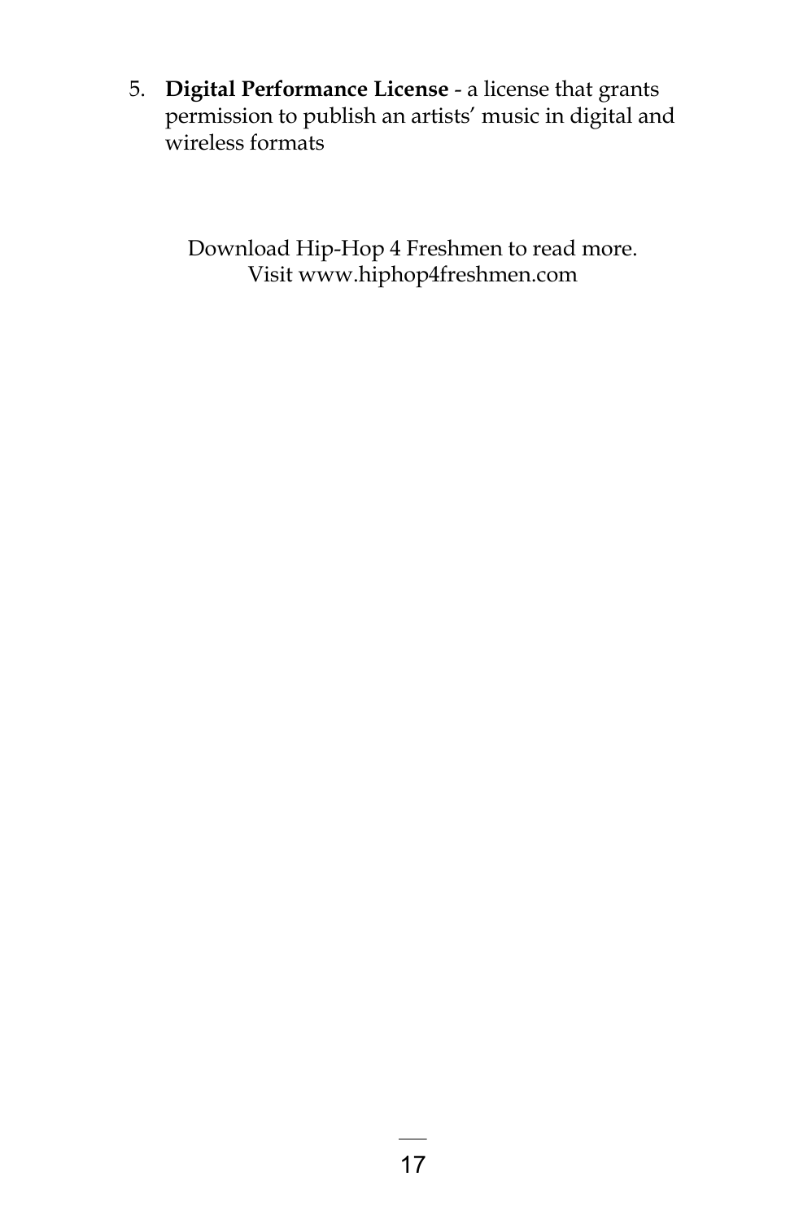5. **Digital Performance License** - a license that grants permission to publish an artists' music in digital and wireless formats

Download Hip-Hop 4 Freshmen to read more.
Visit www.hiphop4freshmen.com